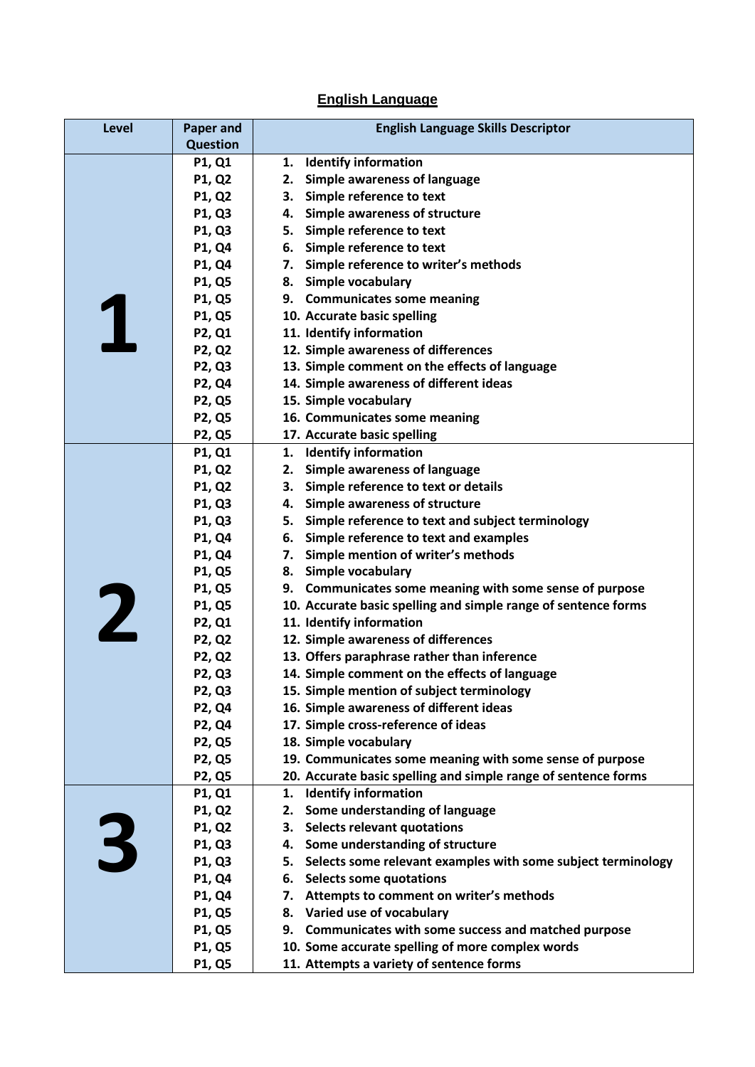## English Language

| Level | Paper and Question | English Language Skills Descriptor |
|---|---|---|
| 1 | P1, Q1 | 1. Identify information |
| | P1, Q2 | 2. Simple awareness of language |
| | P1, Q2 | 3. Simple reference to text |
| | P1, Q3 | 4. Simple awareness of structure |
| | P1, Q3 | 5. Simple reference to text |
| | P1, Q4 | 6. Simple reference to text |
| | P1, Q4 | 7. Simple reference to writer's methods |
| | P1, Q5 | 8. Simple vocabulary |
| | P1, Q5 | 9. Communicates some meaning |
| | P1, Q5 | 10. Accurate basic spelling |
| | P2, Q1 | 11. Identify information |
| | P2, Q2 | 12. Simple awareness of differences |
| | P2, Q3 | 13. Simple comment on the effects of language |
| | P2, Q4 | 14. Simple awareness of different ideas |
| | P2, Q5 | 15. Simple vocabulary |
| | P2, Q5 | 16. Communicates some meaning |
| | P2, Q5 | 17. Accurate basic spelling |
| 2 | P1, Q1 | 1. Identify information |
| | P1, Q2 | 2. Simple awareness of language |
| | P1, Q2 | 3. Simple reference to text or details |
| | P1, Q3 | 4. Simple awareness of structure |
| | P1, Q3 | 5. Simple reference to text and subject terminology |
| | P1, Q4 | 6. Simple reference to text and examples |
| | P1, Q4 | 7. Simple mention of writer's methods |
| | P1, Q5 | 8. Simple vocabulary |
| | P1, Q5 | 9. Communicates some meaning with some sense of purpose |
| | P1, Q5 | 10. Accurate basic spelling and simple range of sentence forms |
| | P2, Q1 | 11. Identify information |
| | P2, Q2 | 12. Simple awareness of differences |
| | P2, Q2 | 13. Offers paraphrase rather than inference |
| | P2, Q3 | 14. Simple comment on the effects of language |
| | P2, Q3 | 15. Simple mention of subject terminology |
| | P2, Q4 | 16. Simple awareness of different ideas |
| | P2, Q4 | 17. Simple cross-reference of ideas |
| | P2, Q5 | 18. Simple vocabulary |
| | P2, Q5 | 19. Communicates some meaning with some sense of purpose |
| | P2, Q5 | 20. Accurate basic spelling and simple range of sentence forms |
| 3 | P1, Q1 | 1. Identify information |
| | P1, Q2 | 2. Some understanding of language |
| | P1, Q2 | 3. Selects relevant quotations |
| | P1, Q3 | 4. Some understanding of structure |
| | P1, Q3 | 5. Selects relevant examples with some subject terminology |
| | P1, Q4 | 6. Selects some quotations |
| | P1, Q4 | 7. Attempts to comment on writer's methods |
| | P1, Q5 | 8. Varied use of vocabulary |
| | P1, Q5 | 9. Communicates with some success and matched purpose |
| | P1, Q5 | 10. Some accurate spelling of more complex words |
| | P1, Q5 | 11. Attempts a variety of sentence forms |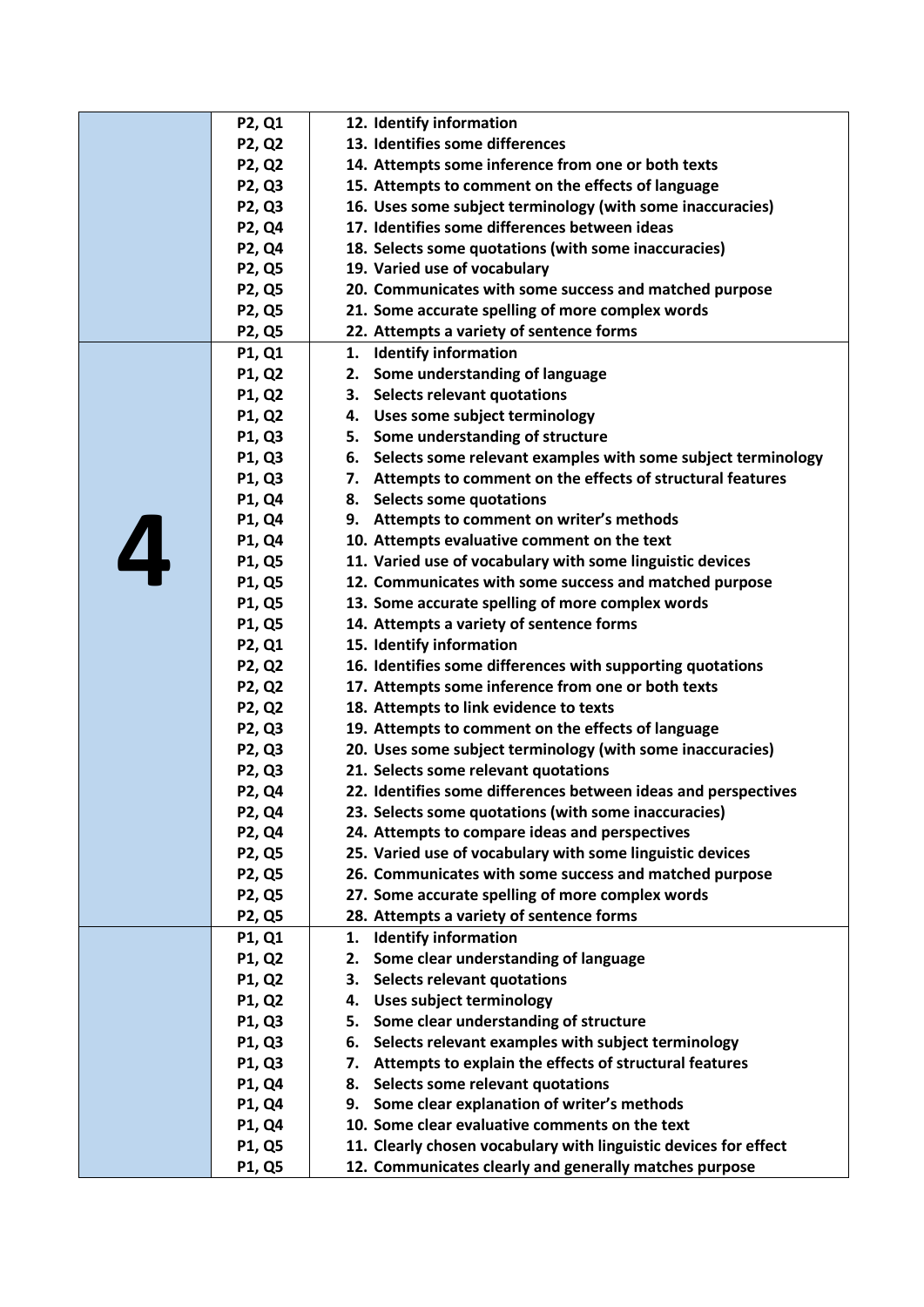| | | |
|---|---|---|
| | P2, Q1 | 12. Identify information |
| | P2, Q2 | 13. Identifies some differences |
| | P2, Q2 | 14. Attempts some inference from one or both texts |
| | P2, Q3 | 15. Attempts to comment on the effects of language |
| | P2, Q3 | 16. Uses some subject terminology (with some inaccuracies) |
| | P2, Q4 | 17. Identifies some differences between ideas |
| | P2, Q4 | 18. Selects some quotations (with some inaccuracies) |
| | P2, Q5 | 19. Varied use of vocabulary |
| | P2, Q5 | 20. Communicates with some success and matched purpose |
| | P2, Q5 | 21. Some accurate spelling of more complex words |
| | P2, Q5 | 22. Attempts a variety of sentence forms |
| **4** | P1, Q1 | 1. Identify information |
| | P1, Q2 | 2. Some understanding of language |
| | P1, Q2 | 3. Selects relevant quotations |
| | P1, Q2 | 4. Uses some subject terminology |
| | P1, Q3 | 5. Some understanding of structure |
| | P1, Q3 | 6. Selects some relevant examples with some subject terminology |
| | P1, Q3 | 7. Attempts to comment on the effects of structural features |
| | P1, Q4 | 8. Selects some quotations |
| | P1, Q4 | 9. Attempts to comment on writer's methods |
| | P1, Q4 | 10. Attempts evaluative comment on the text |
| | P1, Q5 | 11. Varied use of vocabulary with some linguistic devices |
| | P1, Q5 | 12. Communicates with some success and matched purpose |
| | P1, Q5 | 13. Some accurate spelling of more complex words |
| | P1, Q5 | 14. Attempts a variety of sentence forms |
| | P2, Q1 | 15. Identify information |
| | P2, Q2 | 16. Identifies some differences with supporting quotations |
| | P2, Q2 | 17. Attempts some inference from one or both texts |
| | P2, Q2 | 18. Attempts to link evidence to texts |
| | P2, Q3 | 19. Attempts to comment on the effects of language |
| | P2, Q3 | 20. Uses some subject terminology (with some inaccuracies) |
| | P2, Q3 | 21. Selects some relevant quotations |
| | P2, Q4 | 22. Identifies some differences between ideas and perspectives |
| | P2, Q4 | 23. Selects some quotations (with some inaccuracies) |
| | P2, Q4 | 24. Attempts to compare ideas and perspectives |
| | P2, Q5 | 25. Varied use of vocabulary with some linguistic devices |
| | P2, Q5 | 26. Communicates with some success and matched purpose |
| | P2, Q5 | 27. Some accurate spelling of more complex words |
| | P2, Q5 | 28. Attempts a variety of sentence forms |
| | P1, Q1 | 1. Identify information |
| | P1, Q2 | 2. Some clear understanding of language |
| | P1, Q2 | 3. Selects relevant quotations |
| | P1, Q2 | 4. Uses subject terminology |
| | P1, Q3 | 5. Some clear understanding of structure |
| | P1, Q3 | 6. Selects relevant examples with subject terminology |
| | P1, Q3 | 7. Attempts to explain the effects of structural features |
| | P1, Q4 | 8. Selects some relevant quotations |
| | P1, Q4 | 9. Some clear explanation of writer's methods |
| | P1, Q4 | 10. Some clear evaluative comments on the text |
| | P1, Q5 | 11. Clearly chosen vocabulary with linguistic devices for effect |
| | P1, Q5 | 12. Communicates clearly and generally matches purpose |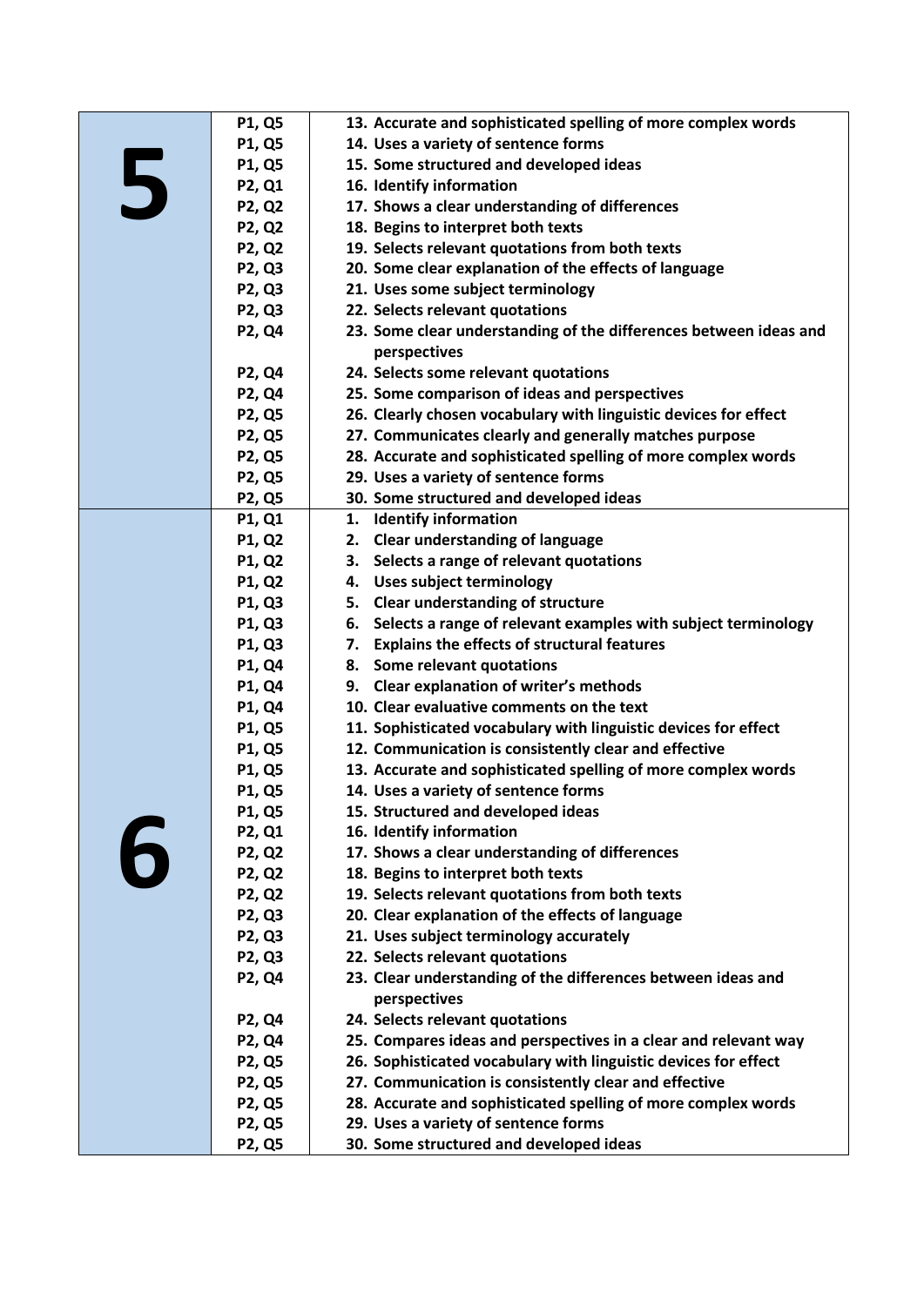| | | |
|---|---|---|
| **5** | **P1, Q5** | **13. Accurate and sophisticated spelling of more complex words** |
| | **P1, Q5** | **14. Uses a variety of sentence forms** |
| | **P1, Q5** | **15. Some structured and developed ideas** |
| | **P2, Q1** | **16. Identify information** |
| | **P2, Q2** | **17. Shows a clear understanding of differences** |
| | **P2, Q2** | **18. Begins to interpret both texts** |
| | **P2, Q2** | **19. Selects relevant quotations from both texts** |
| | **P2, Q3** | **20. Some clear explanation of the effects of language** |
| | **P2, Q3** | **21. Uses some subject terminology** |
| | **P2, Q3** | **22. Selects relevant quotations** |
| | **P2, Q4** | **23. Some clear understanding of the differences between ideas and perspectives** |
| | **P2, Q4** | **24. Selects some relevant quotations** |
| | **P2, Q4** | **25. Some comparison of ideas and perspectives** |
| | **P2, Q5** | **26. Clearly chosen vocabulary with linguistic devices for effect** |
| | **P2, Q5** | **27. Communicates clearly and generally matches purpose** |
| | **P2, Q5** | **28. Accurate and sophisticated spelling of more complex words** |
| | **P2, Q5** | **29. Uses a variety of sentence forms** |
| | **P2, Q5** | **30. Some structured and developed ideas** |
| **6** | **P1, Q1** | **1. Identify information** |
| | **P1, Q2** | **2. Clear understanding of language** |
| | **P1, Q2** | **3. Selects a range of relevant quotations** |
| | **P1, Q2** | **4. Uses subject terminology** |
| | **P1, Q3** | **5. Clear understanding of structure** |
| | **P1, Q3** | **6. Selects a range of relevant examples with subject terminology** |
| | **P1, Q3** | **7. Explains the effects of structural features** |
| | **P1, Q4** | **8. Some relevant quotations** |
| | **P1, Q4** | **9. Clear explanation of writer's methods** |
| | **P1, Q4** | **10. Clear evaluative comments on the text** |
| | **P1, Q5** | **11. Sophisticated vocabulary with linguistic devices for effect** |
| | **P1, Q5** | **12. Communication is consistently clear and effective** |
| | **P1, Q5** | **13. Accurate and sophisticated spelling of more complex words** |
| | **P1, Q5** | **14. Uses a variety of sentence forms** |
| | **P1, Q5** | **15. Structured and developed ideas** |
| | **P2, Q1** | **16. Identify information** |
| | **P2, Q2** | **17. Shows a clear understanding of differences** |
| | **P2, Q2** | **18. Begins to interpret both texts** |
| | **P2, Q2** | **19. Selects relevant quotations from both texts** |
| | **P2, Q3** | **20. Clear explanation of the effects of language** |
| | **P2, Q3** | **21. Uses subject terminology accurately** |
| | **P2, Q3** | **22. Selects relevant quotations** |
| | **P2, Q4** | **23. Clear understanding of the differences between ideas and perspectives** |
| | **P2, Q4** | **24. Selects relevant quotations** |
| | **P2, Q4** | **25. Compares ideas and perspectives in a clear and relevant way** |
| | **P2, Q5** | **26. Sophisticated vocabulary with linguistic devices for effect** |
| | **P2, Q5** | **27. Communication is consistently clear and effective** |
| | **P2, Q5** | **28. Accurate and sophisticated spelling of more complex words** |
| | **P2, Q5** | **29. Uses a variety of sentence forms** |
| | **P2, Q5** | **30. Some structured and developed ideas** |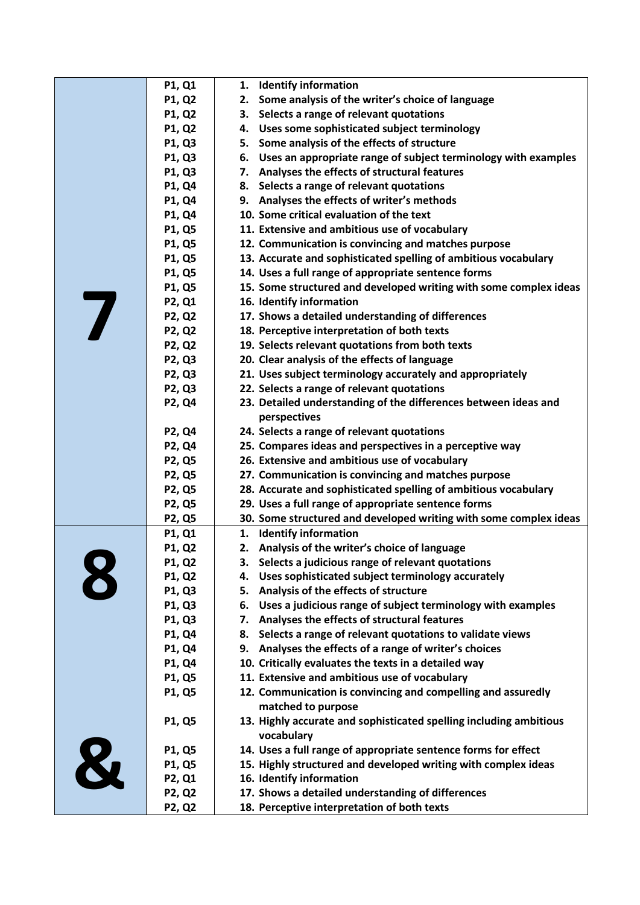| | | |
|---|---|---|
| **7** | **P1, Q1** | **1. Identify information** |
| | **P1, Q2** | **2. Some analysis of the writer's choice of language** |
| | **P1, Q2** | **3. Selects a range of relevant quotations** |
| | **P1, Q2** | **4. Uses some sophisticated subject terminology** |
| | **P1, Q3** | **5. Some analysis of the effects of structure** |
| | **P1, Q3** | **6. Uses an appropriate range of subject terminology with examples** |
| | **P1, Q3** | **7. Analyses the effects of structural features** |
| | **P1, Q4** | **8. Selects a range of relevant quotations** |
| | **P1, Q4** | **9. Analyses the effects of writer's methods** |
| | **P1, Q4** | **10. Some critical evaluation of the text** |
| | **P1, Q5** | **11. Extensive and ambitious use of vocabulary** |
| | **P1, Q5** | **12. Communication is convincing and matches purpose** |
| | **P1, Q5** | **13. Accurate and sophisticated spelling of ambitious vocabulary** |
| | **P1, Q5** | **14. Uses a full range of appropriate sentence forms** |
| | **P1, Q5** | **15. Some structured and developed writing with some complex ideas** |
| | **P2, Q1** | **16. Identify information** |
| | **P2, Q2** | **17. Shows a detailed understanding of differences** |
| | **P2, Q2** | **18. Perceptive interpretation of both texts** |
| | **P2, Q2** | **19. Selects relevant quotations from both texts** |
| | **P2, Q3** | **20. Clear analysis of the effects of language** |
| | **P2, Q3** | **21. Uses subject terminology accurately and appropriately** |
| | **P2, Q3** | **22. Selects a range of relevant quotations** |
| | **P2, Q4** | **23. Detailed understanding of the differences between ideas and perspectives** |
| | **P2, Q4** | **24. Selects a range of relevant quotations** |
| | **P2, Q4** | **25. Compares ideas and perspectives in a perceptive way** |
| | **P2, Q5** | **26. Extensive and ambitious use of vocabulary** |
| | **P2, Q5** | **27. Communication is convincing and matches purpose** |
| | **P2, Q5** | **28. Accurate and sophisticated spelling of ambitious vocabulary** |
| | **P2, Q5** | **29. Uses a full range of appropriate sentence forms** |
| | **P2, Q5** | **30. Some structured and developed writing with some complex ideas** |
| **8 &** | **P1, Q1** | **1. Identify information** |
| | **P1, Q2** | **2. Analysis of the writer's choice of language** |
| | **P1, Q2** | **3. Selects a judicious range of relevant quotations** |
| | **P1, Q2** | **4. Uses sophisticated subject terminology accurately** |
| | **P1, Q3** | **5. Analysis of the effects of structure** |
| | **P1, Q3** | **6. Uses a judicious range of subject terminology with examples** |
| | **P1, Q3** | **7. Analyses the effects of structural features** |
| | **P1, Q4** | **8. Selects a range of relevant quotations to validate views** |
| | **P1, Q4** | **9. Analyses the effects of a range of writer's choices** |
| | **P1, Q4** | **10. Critically evaluates the texts in a detailed way** |
| | **P1, Q5** | **11. Extensive and ambitious use of vocabulary** |
| | **P1, Q5** | **12. Communication is convincing and compelling and assuredly matched to purpose** |
| | **P1, Q5** | **13. Highly accurate and sophisticated spelling including ambitious vocabulary** |
| | **P1, Q5** | **14. Uses a full range of appropriate sentence forms for effect** |
| | **P1, Q5** | **15. Highly structured and developed writing with complex ideas** |
| | **P2, Q1** | **16. Identify information** |
| | **P2, Q2** | **17. Shows a detailed understanding of differences** |
| | **P2, Q2** | **18. Perceptive interpretation of both texts** |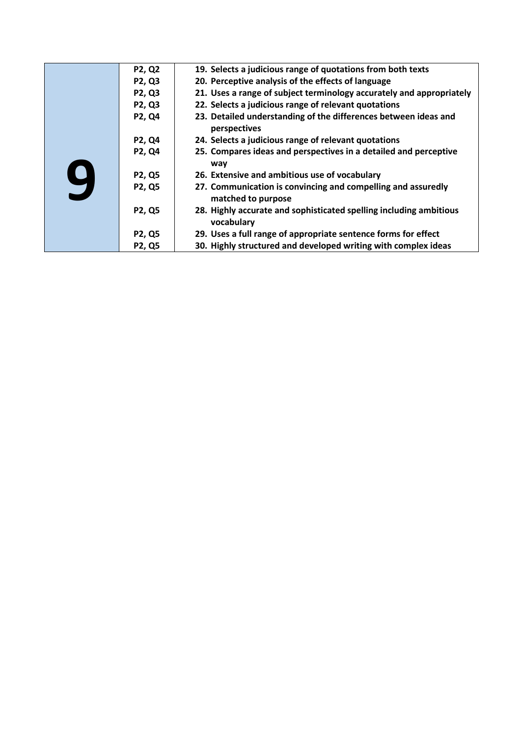| | | |
|---|---|---|
| **9** | **P2, Q2** | **19. Selects a judicious range of quotations from both texts** |
| | **P2, Q3** | **20. Perceptive analysis of the effects of language** |
| | **P2, Q3** | **21. Uses a range of subject terminology accurately and appropriately** |
| | **P2, Q3** | **22. Selects a judicious range of relevant quotations** |
| | **P2, Q4** | **23. Detailed understanding of the differences between ideas and perspectives** |
| | **P2, Q4** | **24. Selects a judicious range of relevant quotations** |
| | **P2, Q4** | **25. Compares ideas and perspectives in a detailed and perceptive way** |
| | **P2, Q5** | **26. Extensive and ambitious use of vocabulary** |
| | **P2, Q5** | **27. Communication is convincing and compelling and assuredly matched to purpose** |
| | **P2, Q5** | **28. Highly accurate and sophisticated spelling including ambitious vocabulary** |
| | **P2, Q5** | **29. Uses a full range of appropriate sentence forms for effect** |
| | **P2, Q5** | **30. Highly structured and developed writing with complex ideas** |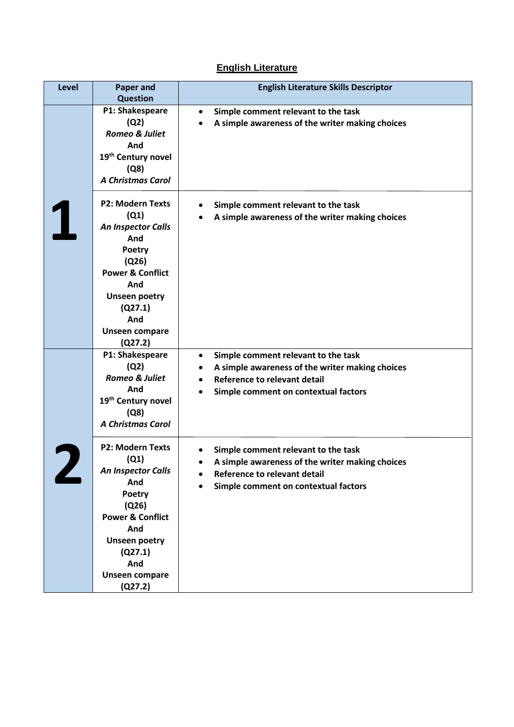## English Literature

| Level | Paper and Question | English Literature Skills Descriptor |
|---|---|---|
| 1 | P1: Shakespeare (Q2) *Romeo & Juliet* And 19th Century novel (Q8) *A Christmas Carol* | • Simple comment relevant to the task<br>• A simple awareness of the writer making choices |
| | P2: Modern Texts (Q1) *An Inspector Calls* And Poetry (Q26) Power & Conflict And Unseen poetry (Q27.1) And Unseen compare (Q27.2) | • Simple comment relevant to the task<br>• A simple awareness of the writer making choices |
| 2 | P1: Shakespeare (Q2) *Romeo & Juliet* And 19th Century novel (Q8) *A Christmas Carol* | • Simple comment relevant to the task<br>• A simple awareness of the writer making choices<br>• Reference to relevant detail<br>• Simple comment on contextual factors |
| | P2: Modern Texts (Q1) *An Inspector Calls* And Poetry (Q26) Power & Conflict And Unseen poetry (Q27.1) And Unseen compare (Q27.2) | • Simple comment relevant to the task<br>• A simple awareness of the writer making choices<br>• Reference to relevant detail<br>• Simple comment on contextual factors |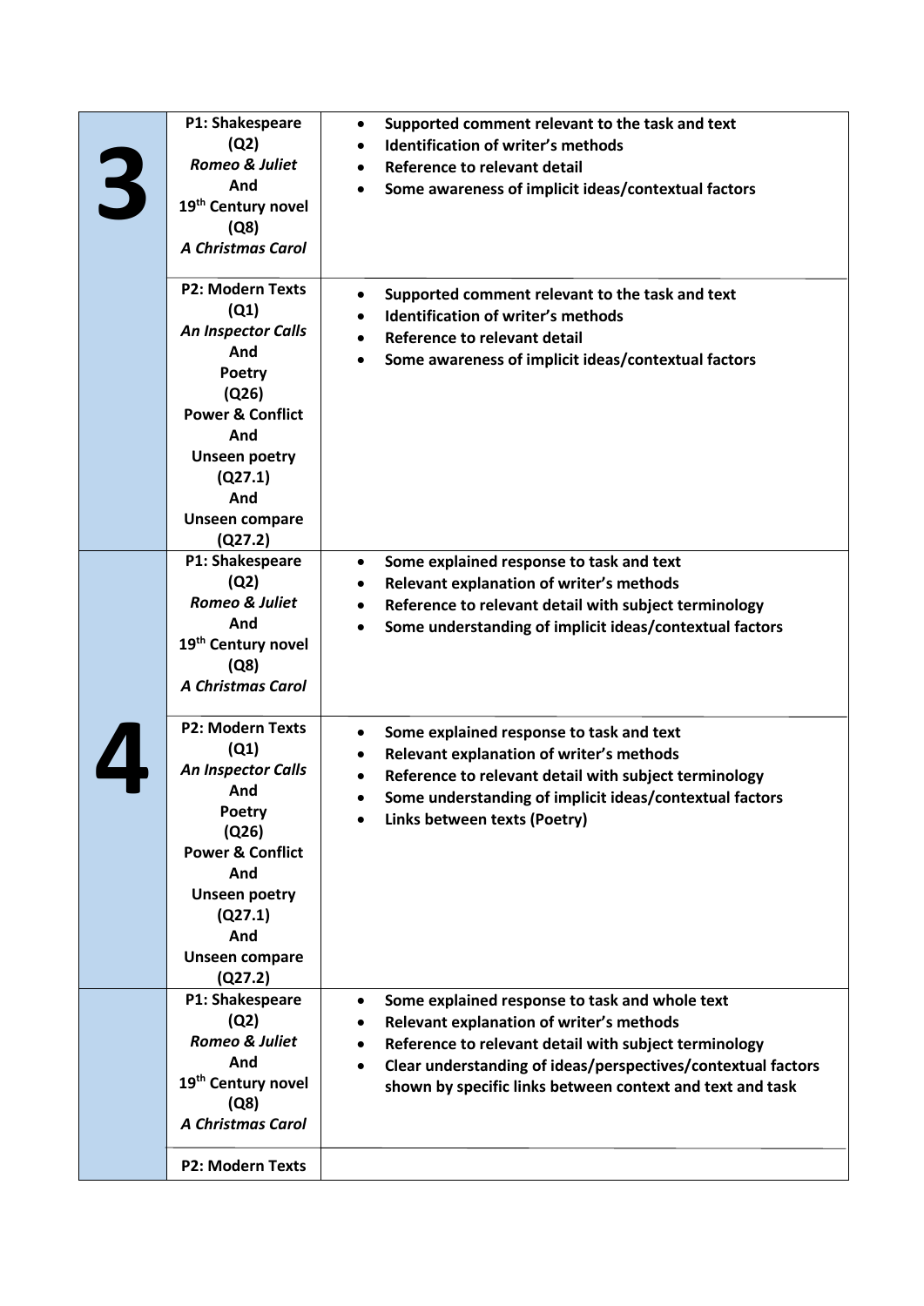| Grade | Paper / Text | Criteria |
|---|---|---|
| **3** | **P1: Shakespeare (Q2)** ***Romeo & Juliet*** **And 19th Century novel (Q8)** ***A Christmas Carol*** | • **Supported comment relevant to the task and text**<br>• **Identification of writer's methods**<br>• **Reference to relevant detail**<br>• **Some awareness of implicit ideas/contextual factors** |
| | **P2: Modern Texts (Q1)** ***An Inspector Calls*** **And Poetry (Q26) Power & Conflict And Unseen poetry (Q27.1) And Unseen compare (Q27.2)** | • **Supported comment relevant to the task and text**<br>• **Identification of writer's methods**<br>• **Reference to relevant detail**<br>• **Some awareness of implicit ideas/contextual factors** |
| **4** | **P1: Shakespeare (Q2)** ***Romeo & Juliet*** **And 19th Century novel (Q8)** ***A Christmas Carol*** | • **Some explained response to task and text**<br>• **Relevant explanation of writer's methods**<br>• **Reference to relevant detail with subject terminology**<br>• **Some understanding of implicit ideas/contextual factors** |
| | **P2: Modern Texts (Q1)** ***An Inspector Calls*** **And Poetry (Q26) Power & Conflict And Unseen poetry (Q27.1) And Unseen compare (Q27.2)** | • **Some explained response to task and text**<br>• **Relevant explanation of writer's methods**<br>• **Reference to relevant detail with subject terminology**<br>• **Some understanding of implicit ideas/contextual factors**<br>• **Links between texts (Poetry)** |
| | **P1: Shakespeare (Q2)** ***Romeo & Juliet*** **And 19th Century novel (Q8)** ***A Christmas Carol*** | • **Some explained response to task and whole text**<br>• **Relevant explanation of writer's methods**<br>• **Reference to relevant detail with subject terminology**<br>• **Clear understanding of ideas/perspectives/contextual factors shown by specific links between context and text and task** |
| | **P2: Modern Texts** | |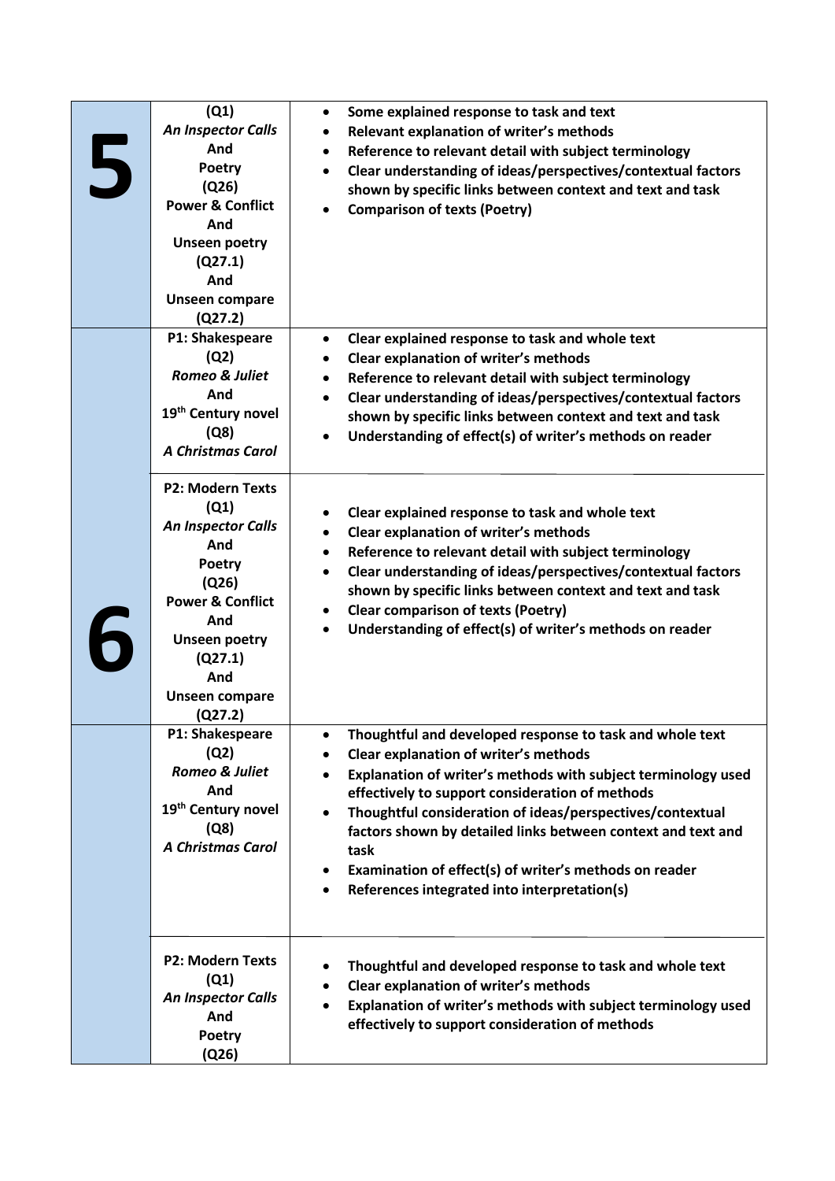| | | |
|---|---|---|
| **5** | **(Q1)**<br>***An Inspector Calls***<br>**And**<br>**Poetry**<br>**(Q26)**<br>**Power & Conflict**<br>**And**<br>**Unseen poetry**<br>**(Q27.1)**<br>**And**<br>**Unseen compare**<br>**(Q27.2)** | • **Some explained response to task and text**<br>• **Relevant explanation of writer's methods**<br>• **Reference to relevant detail with subject terminology**<br>• **Clear understanding of ideas/perspectives/contextual factors shown by specific links between context and text and task**<br>• **Comparison of texts (Poetry)** |
| **6** | **P1: Shakespeare**<br>**(Q2)**<br>***Romeo & Juliet***<br>**And**<br>**19th Century novel**<br>**(Q8)**<br>***A Christmas Carol*** | • **Clear explained response to task and whole text**<br>• **Clear explanation of writer's methods**<br>• **Reference to relevant detail with subject terminology**<br>• **Clear understanding of ideas/perspectives/contextual factors shown by specific links between context and text and task**<br>• **Understanding of effect(s) of writer's methods on reader** |
| | **P2: Modern Texts**<br>**(Q1)**<br>***An Inspector Calls***<br>**And**<br>**Poetry**<br>**(Q26)**<br>**Power & Conflict**<br>**And**<br>**Unseen poetry**<br>**(Q27.1)**<br>**And**<br>**Unseen compare**<br>**(Q27.2)** | • **Clear explained response to task and whole text**<br>• **Clear explanation of writer's methods**<br>• **Reference to relevant detail with subject terminology**<br>• **Clear understanding of ideas/perspectives/contextual factors shown by specific links between context and text and task**<br>• **Clear comparison of texts (Poetry)**<br>• **Understanding of effect(s) of writer's methods on reader** |
| | **P1: Shakespeare**<br>**(Q2)**<br>***Romeo & Juliet***<br>**And**<br>**19th Century novel**<br>**(Q8)**<br>***A Christmas Carol*** | • **Thoughtful and developed response to task and whole text**<br>• **Clear explanation of writer's methods**<br>• **Explanation of writer's methods with subject terminology used effectively to support consideration of methods**<br>• **Thoughtful consideration of ideas/perspectives/contextual factors shown by detailed links between context and text and task**<br>• **Examination of effect(s) of writer's methods on reader**<br>• **References integrated into interpretation(s)** |
| | **P2: Modern Texts**<br>**(Q1)**<br>***An Inspector Calls***<br>**And**<br>**Poetry**<br>**(Q26)** | • **Thoughtful and developed response to task and whole text**<br>• **Clear explanation of writer's methods**<br>• **Explanation of writer's methods with subject terminology used effectively to support consideration of methods** |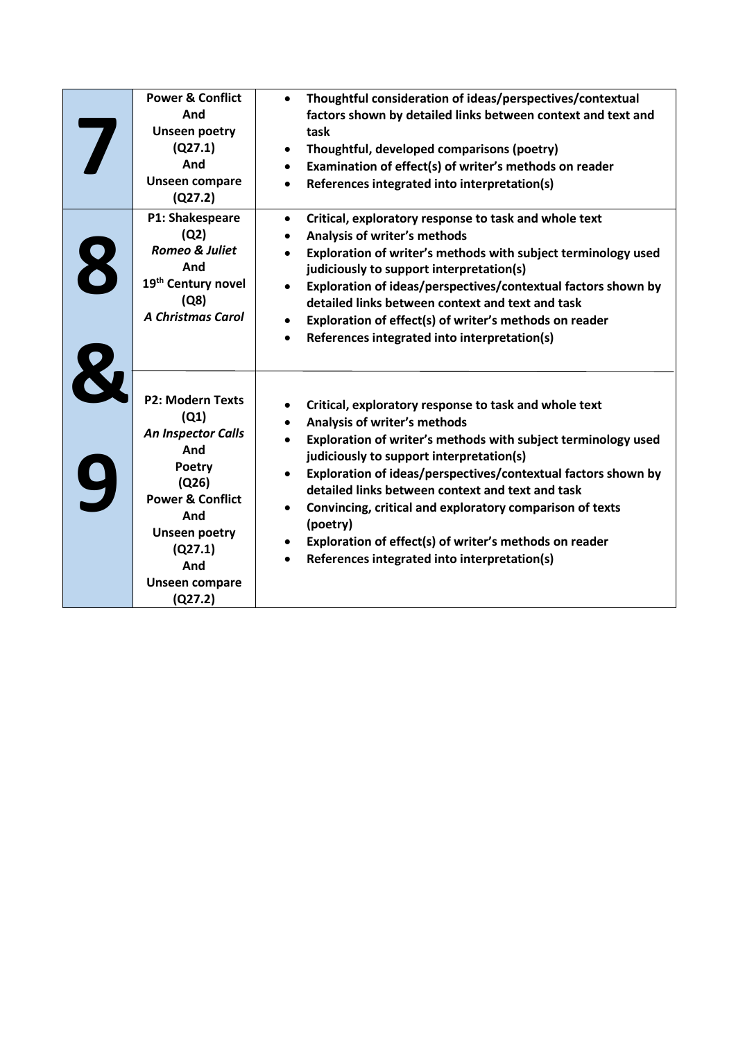| | | |
|---|---|---|
| **7** | **Power & Conflict**<br>**And**<br>**Unseen poetry**<br>**(Q27.1)**<br>**And**<br>**Unseen compare**<br>**(Q27.2)** | • **Thoughtful consideration of ideas/perspectives/contextual factors shown by detailed links between context and text and task**<br>• **Thoughtful, developed comparisons (poetry)**<br>• **Examination of effect(s) of writer's methods on reader**<br>• **References integrated into interpretation(s)** |
| **8 & 9** | **P1: Shakespeare**<br>**(Q2)**<br>***Romeo & Juliet***<br>**And**<br>**19th Century novel**<br>**(Q8)**<br>***A Christmas Carol*** | • **Critical, exploratory response to task and whole text**<br>• **Analysis of writer's methods**<br>• **Exploration of writer's methods with subject terminology used judiciously to support interpretation(s)**<br>• **Exploration of ideas/perspectives/contextual factors shown by detailed links between context and text and task**<br>• **Exploration of effect(s) of writer's methods on reader**<br>• **References integrated into interpretation(s)** |
| | **P2: Modern Texts**<br>**(Q1)**<br>***An Inspector Calls***<br>**And**<br>**Poetry**<br>**(Q26)**<br>**Power & Conflict**<br>**And**<br>**Unseen poetry**<br>**(Q27.1)**<br>**And**<br>**Unseen compare**<br>**(Q27.2)** | • **Critical, exploratory response to task and whole text**<br>• **Analysis of writer's methods**<br>• **Exploration of writer's methods with subject terminology used judiciously to support interpretation(s)**<br>• **Exploration of ideas/perspectives/contextual factors shown by detailed links between context and text and task**<br>• **Convincing, critical and exploratory comparison of texts (poetry)**<br>• **Exploration of effect(s) of writer's methods on reader**<br>• **References integrated into interpretation(s)** |